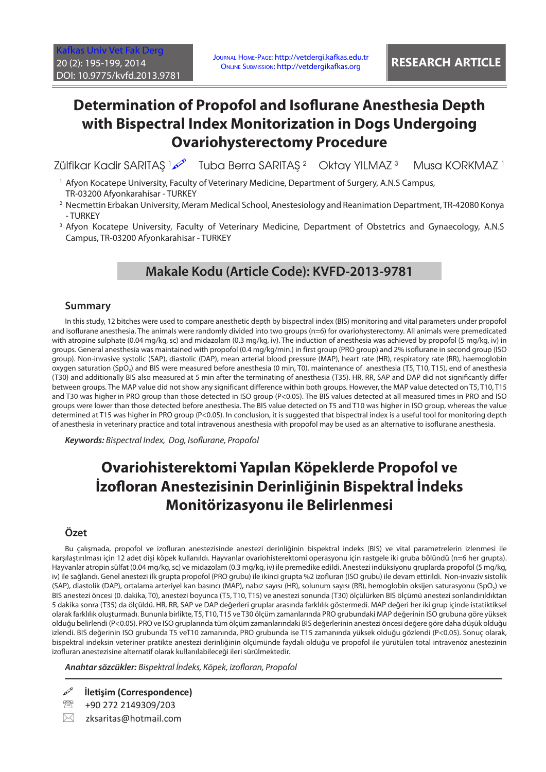RESEARCH ARTICLE

# Determination of Propofol and Isoflurane Anesthesia Depth with Bispectral Index Monitorization in Dogs Undergoing Ovariohysterectomy Procedure

Zülfikar Kadir SARITAŞ [1] Tuba Berra SARITAŞ [2] Oktay YILMAZ [3] Musa KORKMAZ [1]

[1] Afyon Kocatepe University, Faculty of Veterinary Medicine, Department of Surgery, A.N.S Campus, TR-03200 Afyonkarahisar - TURKEY

[2] Necmettin Erbakan University, Meram Medical School, Anestesiology and Reanimation Department, TR-42080 Konya - TURKEY

[3] Afyon Kocatepe University, Faculty of Veterinary Medicine, Department of Obstetrics and Gynaecology, A.N.S Campus, TR-03200 Afyonkarahisar - TURKEY

**Makale Kodu (Article Code): KVFD-2013-9781**

## Summary

In this study, 12 bitches were used to compare anesthetic depth by bispectral index (BIS) monitoring and vital parameters under propofol and isoflurane anesthesia. The animals were randomly divided into two groups (n=6) for ovariohysterectomy. All animals were premedicated with atropine sulphate (0.04 mg/kg, sc) and midazolam (0.3 mg/kg, iv). The induction of anesthesia was achieved by propofol (5 mg/kg, iv) in groups. General anesthesia was maintained with propofol (0.4 mg/kg/min.) in first group (PRO group) and 2% isoflurane in second group (ISO group). Non-invasive systolic (SAP), diastolic (DAP), mean arterial blood pressure (MAP), heart rate (HR), respiratory rate (RR), haemoglobin oxygen saturation ($SpO_2$) and BIS were measured before anesthesia (0 min, T0), maintenance of anesthesia (T5, T10, T15), end of anesthesia (T30) and additionally BIS also measured at 5 min after the terminating of anesthesia (T35). HR, RR, SAP and DAP did not significantly differ between groups. The MAP value did not show any significant difference within both groups. However, the MAP value detected on T5, T10, T15 and T30 was higher in PRO group than those detected in ISO group (P<0.05). The BIS values detected at all measured times in PRO and ISO groups were lower than those detected before anesthesia. The BIS value detected on T5 and T10 was higher in ISO group, whereas the value determined at T15 was higher in PRO group (P<0.05). In conclusion, it is suggested that bispectral index is a useful tool for monitoring depth of anesthesia in veterinary practice and total intravenous anesthesia with propofol may be used as an alternative to isoflurane anesthesia.

***Keywords:*** *Bispectral Index, Dog, Isoflurane, Propofol*

# Ovariohisterektomi Yapılan Köpeklerde Propofol ve İzofloran Anestezisinin Derinliğinin Bispektral İndeks Monitörizasyonu ile Belirlenmesi

## Özet

Bu çalışmada, propofol ve izofluran anestezisinde anestezi derinliğinin bispektral indeks (BIS) ve vital parametrelerin izlenmesi ile karşılaştırılması için 12 adet dişi köpek kullanıldı. Hayvanlar ovariohisterektomi operasyonu için rastgele iki gruba bölündü (n=6 her grupta). Hayvanlar atropin sülfat (0.04 mg/kg, sc) ve midazolam (0.3 mg/kg, iv) ile premedike edildi. Anestezi indüksiyonu gruplarda propofol (5 mg/kg, iv) ile sağlandı. Genel anestezi ilk grupta propofol (PRO grubu) ile ikinci grupta %2 izofluran (ISO grubu) ile devam ettirildi. Non-invaziv sistolik (SAP), diastolik (DAP), ortalama arteriyel kan basıncı (MAP), nabız sayısı (HR), solunum sayısı (RR), hemoglobin oksijen saturasyonu ($SpO_2$) ve BIS anestezi öncesi (0. dakika, T0), anestezi boyunca (T5, T10, T15) ve anestezi sonunda (T30) ölçülürken BIS ölçümü anestezi sonlandırıldıktan 5 dakika sonra (T35) da ölçüldü. HR, RR, SAP ve DAP değerleri gruplar arasında farklılık göstermedi. MAP değeri her iki grup içinde istatistiksel olarak farklılık oluşturmadı. Bununla birlikte, T5, T10, T15 ve T30 ölçüm zamanlarında PRO grubundaki MAP değerinin ISO grubuna göre yüksek olduğu belirlendi (P<0.05). PRO ve ISO gruplarında tüm ölçüm zamanlarındaki BIS değerlerinin anestezi öncesi değere göre daha düşük olduğu izlendi. BIS değerinin ISO grubunda T5 veT10 zamanında, PRO grubunda ise T15 zamanında yüksek olduğu gözlendi (P<0.05). Sonuç olarak, bispektral indeksin veteriner pratikte anestezi derinliğinin ölçümünde faydalı olduğu ve propofol ile yürütülen total intravenöz anestezinin izofluran anestezisine alternatif olarak kullanılabileceği ileri sürülmektedir.

***Anahtar sözcükler:*** *Bispektral İndeks, Köpek, izofloran, Propofol*

**İletişim (Correspondence)**

+90 272 2149309/203

zksaritas@hotmail.com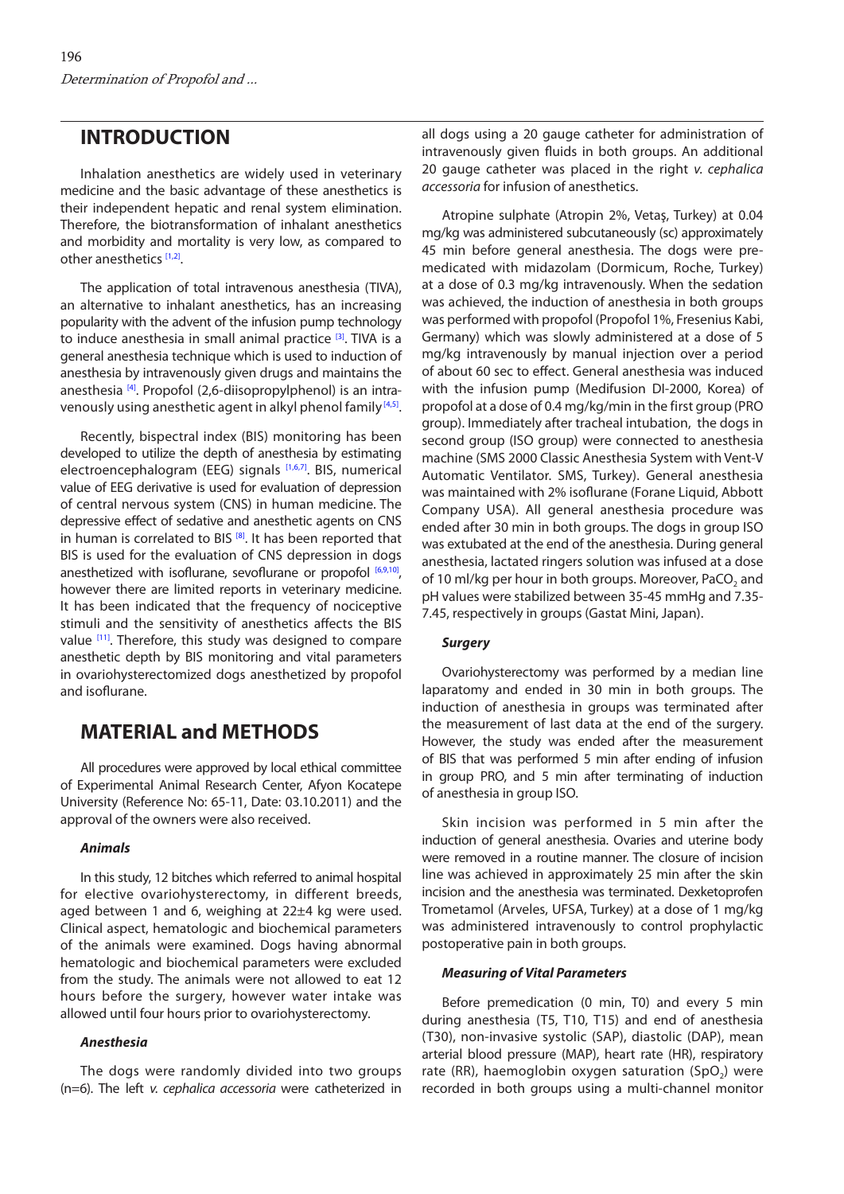## INTRODUCTION

Inhalation anesthetics are widely used in veterinary medicine and the basic advantage of these anesthetics is their independent hepatic and renal system elimination. Therefore, the biotransformation of inhalant anesthetics and morbidity and mortality is very low, as compared to other anesthetics [1,2].

The application of total intravenous anesthesia (TIVA), an alternative to inhalant anesthetics, has an increasing popularity with the advent of the infusion pump technology to induce anesthesia in small animal practice [3]. TIVA is a general anesthesia technique which is used to induction of anesthesia by intravenously given drugs and maintains the anesthesia [4]. Propofol (2,6-diisopropylphenol) is an intravenously using anesthetic agent in alkyl phenol family [4,5].

Recently, bispectral index (BIS) monitoring has been developed to utilize the depth of anesthesia by estimating electroencephalogram (EEG) signals [1,6,7]. BIS, numerical value of EEG derivative is used for evaluation of depression of central nervous system (CNS) in human medicine. The depressive effect of sedative and anesthetic agents on CNS in human is correlated to BIS [8]. It has been reported that BIS is used for the evaluation of CNS depression in dogs anesthetized with isoflurane, sevoflurane or propofol [6,9,10], however there are limited reports in veterinary medicine. It has been indicated that the frequency of nociceptive stimuli and the sensitivity of anesthetics affects the BIS value [11]. Therefore, this study was designed to compare anesthetic depth by BIS monitoring and vital parameters in ovariohysterectomized dogs anesthetized by propofol and isoflurane.

## MATERIAL and METHODS

All procedures were approved by local ethical committee of Experimental Animal Research Center, Afyon Kocatepe University (Reference No: 65-11, Date: 03.10.2011) and the approval of the owners were also received.

### *Animals*

In this study, 12 bitches which referred to animal hospital for elective ovariohysterectomy, in different breeds, aged between 1 and 6, weighing at 22±4 kg were used. Clinical aspect, hematologic and biochemical parameters of the animals were examined. Dogs having abnormal hematologic and biochemical parameters were excluded from the study. The animals were not allowed to eat 12 hours before the surgery, however water intake was allowed until four hours prior to ovariohysterectomy.

### *Anesthesia*

The dogs were randomly divided into two groups (n=6). The left *v. cephalica accessoria* were catheterized in all dogs using a 20 gauge catheter for administration of intravenously given fluids in both groups. An additional 20 gauge catheter was placed in the right *v. cephalica accessoria* for infusion of anesthetics.

Atropine sulphate (Atropin 2%, Vetaş, Turkey) at 0.04 mg/kg was administered subcutaneously (sc) approximately 45 min before general anesthesia. The dogs were premedicated with midazolam (Dormicum, Roche, Turkey) at a dose of 0.3 mg/kg intravenously. When the sedation was achieved, the induction of anesthesia in both groups was performed with propofol (Propofol 1%, Fresenius Kabi, Germany) which was slowly administered at a dose of 5 mg/kg intravenously by manual injection over a period of about 60 sec to effect. General anesthesia was induced with the infusion pump (Medifusion DI-2000, Korea) of propofol at a dose of 0.4 mg/kg/min in the first group (PRO group). Immediately after tracheal intubation, the dogs in second group (ISO group) were connected to anesthesia machine (SMS 2000 Classic Anesthesia System with Vent-V Automatic Ventilator. SMS, Turkey). General anesthesia was maintained with 2% isoflurane (Forane Liquid, Abbott Company USA). All general anesthesia procedure was ended after 30 min in both groups. The dogs in group ISO was extubated at the end of the anesthesia. During general anesthesia, lactated ringers solution was infused at a dose of 10 ml/kg per hour in both groups. Moreover, $PaCO_2$ and pH values were stabilized between 35-45 mmHg and 7.35-7.45, respectively in groups (Gastat Mini, Japan).

### *Surgery*

Ovariohysterectomy was performed by a median line laparatomy and ended in 30 min in both groups. The induction of anesthesia in groups was terminated after the measurement of last data at the end of the surgery. However, the study was ended after the measurement of BIS that was performed 5 min after ending of infusion in group PRO, and 5 min after terminating of induction of anesthesia in group ISO.

Skin incision was performed in 5 min after the induction of general anesthesia. Ovaries and uterine body were removed in a routine manner. The closure of incision line was achieved in approximately 25 min after the skin incision and the anesthesia was terminated. Dexketoprofen Trometamol (Arveles, UFSA, Turkey) at a dose of 1 mg/kg was administered intravenously to control prophylactic postoperative pain in both groups.

### *Measuring of Vital Parameters*

Before premedication (0 min, T0) and every 5 min during anesthesia (T5, T10, T15) and end of anesthesia (T30), non-invasive systolic (SAP), diastolic (DAP), mean arterial blood pressure (MAP), heart rate (HR), respiratory rate (RR), haemoglobin oxygen saturation ($SpO_2$) were recorded in both groups using a multi-channel monitor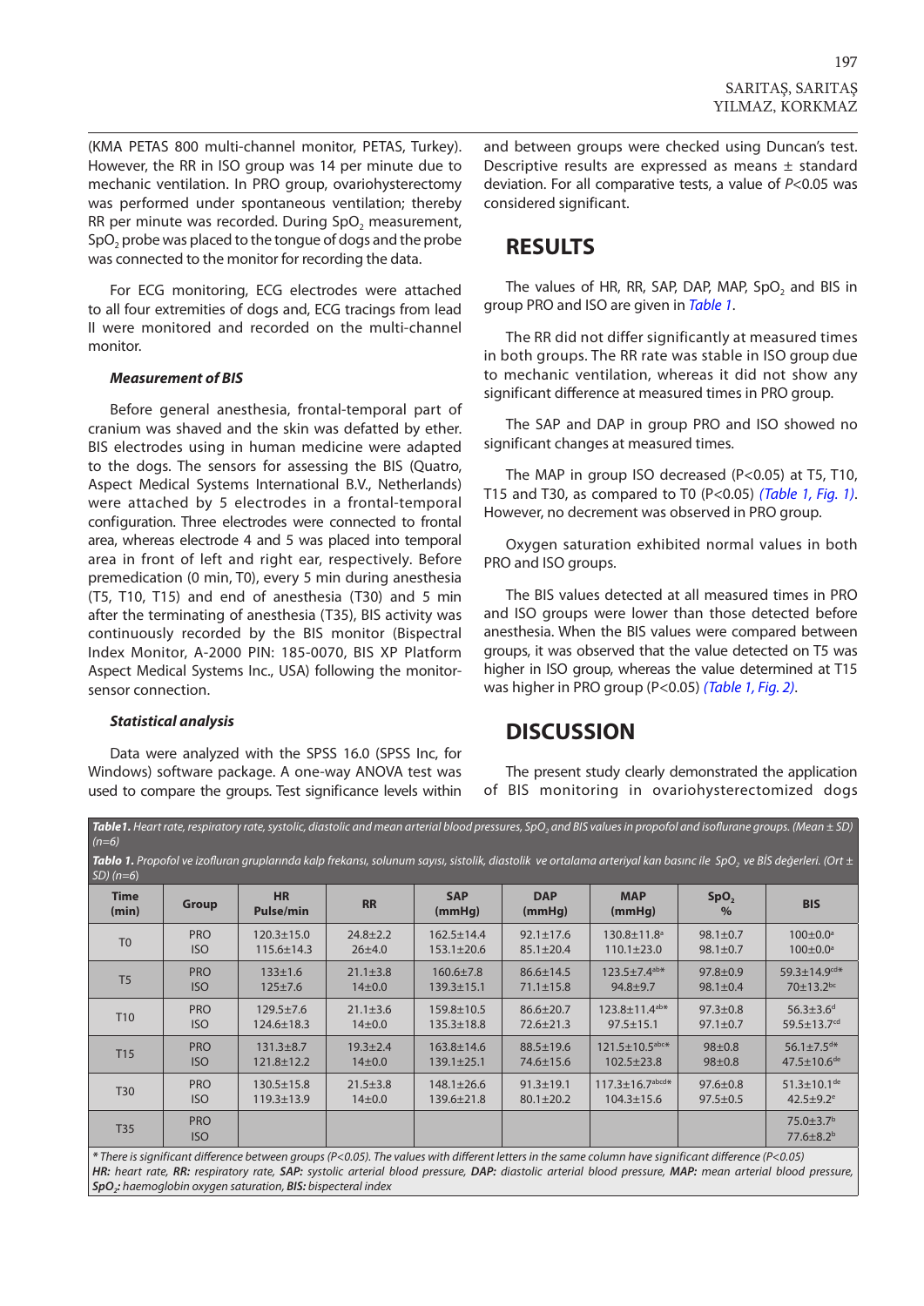(KMA PETAS 800 multi-channel monitor, PETAS, Turkey). However, the RR in ISO group was 14 per minute due to mechanic ventilation. In PRO group, ovariohysterectomy was performed under spontaneous ventilation; thereby RR per minute was recorded. During $SpO_2$ measurement, $SpO_2$ probe was placed to the tongue of dogs and the probe was connected to the monitor for recording the data.

For ECG monitoring, ECG electrodes were attached to all four extremities of dogs and, ECG tracings from lead II were monitored and recorded on the multi-channel monitor.

### *Measurement of BIS*

Before general anesthesia, frontal-temporal part of cranium was shaved and the skin was defatted by ether. BIS electrodes using in human medicine were adapted to the dogs. The sensors for assessing the BIS (Quatro, Aspect Medical Systems International B.V., Netherlands) were attached by 5 electrodes in a frontal-temporal configuration. Three electrodes were connected to frontal area, whereas electrode 4 and 5 was placed into temporal area in front of left and right ear, respectively. Before premedication (0 min, T0), every 5 min during anesthesia (T5, T10, T15) and end of anesthesia (T30) and 5 min after the terminating of anesthesia (T35), BIS activity was continuously recorded by the BIS monitor (Bispectral Index Monitor, A-2000 PIN: 185-0070, BIS XP Platform Aspect Medical Systems Inc., USA) following the monitor-sensor connection.

### *Statistical analysis*

Data were analyzed with the SPSS 16.0 (SPSS Inc, for Windows) software package. A one-way ANOVA test was used to compare the groups. Test significance levels within and between groups were checked using Duncan's test. Descriptive results are expressed as means ± standard deviation. For all comparative tests, a value of $P<0.05$ was considered significant.

## RESULTS

The values of HR, RR, SAP, DAP, MAP, $SpO_2$ and BIS in group PRO and ISO are given in *Table 1*.

The RR did not differ significantly at measured times in both groups. The RR rate was stable in ISO group due to mechanic ventilation, whereas it did not show any significant difference at measured times in PRO group.

The SAP and DAP in group PRO and ISO showed no significant changes at measured times.

The MAP in group ISO decreased (P<0.05) at T5, T10, T15 and T30, as compared to T0 (P<0.05) *(Table 1, Fig. 1)*. However, no decrement was observed in PRO group.

Oxygen saturation exhibited normal values in both PRO and ISO groups.

The BIS values detected at all measured times in PRO and ISO groups were lower than those detected before anesthesia. When the BIS values were compared between groups, it was observed that the value detected on T5 was higher in ISO group, whereas the value determined at T15 was higher in PRO group (P<0.05) *(Table 1, Fig. 2)*.

## DISCUSSION

The present study clearly demonstrated the application of BIS monitoring in ovariohysterectomized dogs

***Table1.*** *Heart rate, respiratory rate, systolic, diastolic and mean arterial blood pressures, $SpO_2$ and BIS values in propofol and isoflurane groups. (Mean ± SD) (n=6)*

***Tablo 1.*** *Propofol ve izofluran gruplarında kalp frekansı, solunum sayısı, sistolik, diastolik ve ortalama arteriyal kan basınc ile $SpO_2$ ve BİS değerleri. (Ort ± SD) (n=6)*

| Time (min) | Group | HR Pulse/min | RR | SAP (mmHg) | DAP (mmHg) | MAP (mmHg) | $SpO_2$ % | BIS |
|---|---|---|---|---|---|---|---|---|
| T0 | PRO | 120.3±15.0 | 24.8±2.2 | 162.5±14.4 | 92.1±17.6 | 130.8±11.8[a] | 98.1±0.7 | 100±0.0[a] |
| | ISO | 115.6±14.3 | 26±4.0 | 153.1±20.6 | 85.1±20.4 | 110.1±23.0 | 98.1±0.7 | 100±0.0[a] |
| T5 | PRO | 133±1.6 | 21.1±3.8 | 160.6±7.8 | 86.6±14.5 | 123.5±7.4[ab]* | 97.8±0.9 | 59.3±14.9[cd]* |
| | ISO | 125±7.6 | 14±0.0 | 139.3±15.1 | 71.1±15.8 | 94.8±9.7 | 98.1±0.4 | 70±13.2[bc] |
| T10 | PRO | 129.5±7.6 | 21.1±3.6 | 159.8±10.5 | 86.6±20.7 | 123.8±11.4[ab]* | 97.3±0.8 | 56.3±3.6[d] |
| | ISO | 124.6±18.3 | 14±0.0 | 135.3±18.8 | 72.6±21.3 | 97.5±15.1 | 97.1±0.7 | 59.5±13.7[cd] |
| T15 | PRO | 131.3±8.7 | 19.3±2.4 | 163.8±14.6 | 88.5±19.6 | 121.5±10.5[abc]* | 98±0.8 | 56.1±7.5[d]* |
| | ISO | 121.8±12.2 | 14±0.0 | 139.1±25.1 | 74.6±15.6 | 102.5±23.8 | 98±0.8 | 47.5±10.6[de] |
| T30 | PRO | 130.5±15.8 | 21.5±3.8 | 148.1±26.6 | 91.3±19.1 | 117.3±16.7[abcd]* | 97.6±0.8 | 51.3±10.1[de] |
| | ISO | 119.3±13.9 | 14±0.0 | 139.6±21.8 | 80.1±20.2 | 104.3±15.6 | 97.5±0.5 | 42.5±9.2[e] |
| T35 | PRO | | | | | | | 75.0±3.7[b] |
| | ISO | | | | | | | 77.6±8.2[b] |

*\* There is significant difference between groups (P<0.05). The values with different letters in the same column have significant difference (P<0.05)*
***HR:*** *heart rate,* ***RR:*** *respiratory rate,* ***SAP:*** *systolic arterial blood pressure,* ***DAP:*** *diastolic arterial blood pressure,* ***MAP:*** *mean arterial blood pressure,* ***$SpO_2$:*** *haemoglobin oxygen saturation,* ***BIS:*** *bispectral index*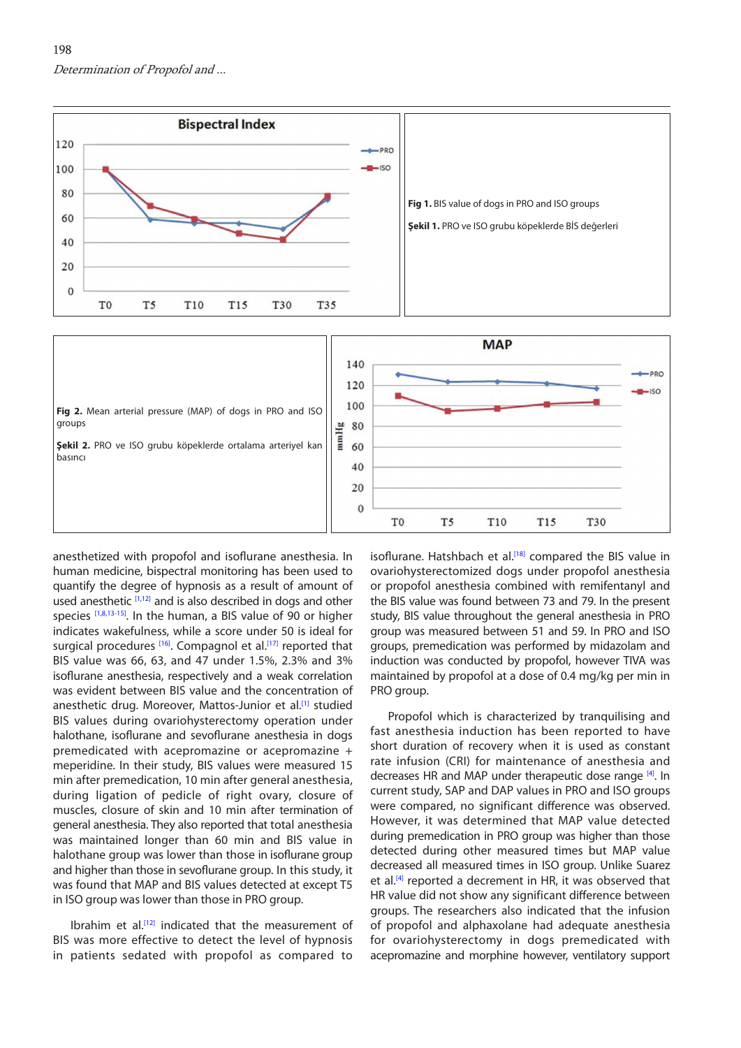Fig 1. BIS value of dogs in PRO and ISO groups

Şekil 1. PRO ve ISO grubu köpeklerde BİS değerleri

Fig 2. Mean arterial pressure (MAP) of dogs in PRO and ISO groups

Şekil 2. PRO ve ISO grubu köpeklerde ortalama arteriyel kan basıncı

anesthetized with propofol and isoflurane anesthesia. In human medicine, bispectral monitoring has been used to quantify the degree of hypnosis as a result of amount of used anesthetic [1,12] and is also described in dogs and other species [1,8,13-15]. In the human, a BIS value of 90 or higher indicates wakefulness, while a score under 50 is ideal for surgical procedures [16]. Compagnol et al.[17] reported that BIS value was 66, 63, and 47 under 1.5%, 2.3% and 3% isoflurane anesthesia, respectively and a weak correlation was evident between BIS value and the concentration of anesthetic drug. Moreover, Mattos-Junior et al.[1] studied BIS values during ovariohysterectomy operation under halothane, isoflurane and sevoflurane anesthesia in dogs premedicated with acepromazine or acepromazine + meperidine. In their study, BIS values were measured 15 min after premedication, 10 min after general anesthesia, during ligation of pedicle of right ovary, closure of muscles, closure of skin and 10 min after termination of general anesthesia. They also reported that total anesthesia was maintained longer than 60 min and BIS value in halothane group was lower than those in isoflurane group and higher than those in sevoflurane group. In this study, it was found that MAP and BIS values detected at except T5 in ISO group was lower than those in PRO group.

Ibrahim et al.[12] indicated that the measurement of BIS was more effective to detect the level of hypnosis in patients sedated with propofol as compared to isoflurane. Hatshbach et al.[18] compared the BIS value in ovariohysterectomized dogs under propofol anesthesia or propofol anesthesia combined with remifentanyl and the BIS value was found between 73 and 79. In the present study, BIS value throughout the general anesthesia in PRO group was measured between 51 and 59. In PRO and ISO groups, premedication was performed by midazolam and induction was conducted by propofol, however TIVA was maintained by propofol at a dose of 0.4 mg/kg per min in PRO group.

Propofol which is characterized by tranquilising and fast anesthesia induction has been reported to have short duration of recovery when it is used as constant rate infusion (CRI) for maintenance of anesthesia and decreases HR and MAP under therapeutic dose range [4]. In current study, SAP and DAP values in PRO and ISO groups were compared, no significant difference was observed. However, it was determined that MAP value detected during premedication in PRO group was higher than those detected during other measured times but MAP value decreased all measured times in ISO group. Unlike Suarez et al.[4] reported a decrement in HR, it was observed that HR value did not show any significant difference between groups. The researchers also indicated that the infusion of propofol and alphaxalone had adequate anesthesia for ovariohysterectomy in dogs premedicated with acepromazine and morphine however, ventilatory support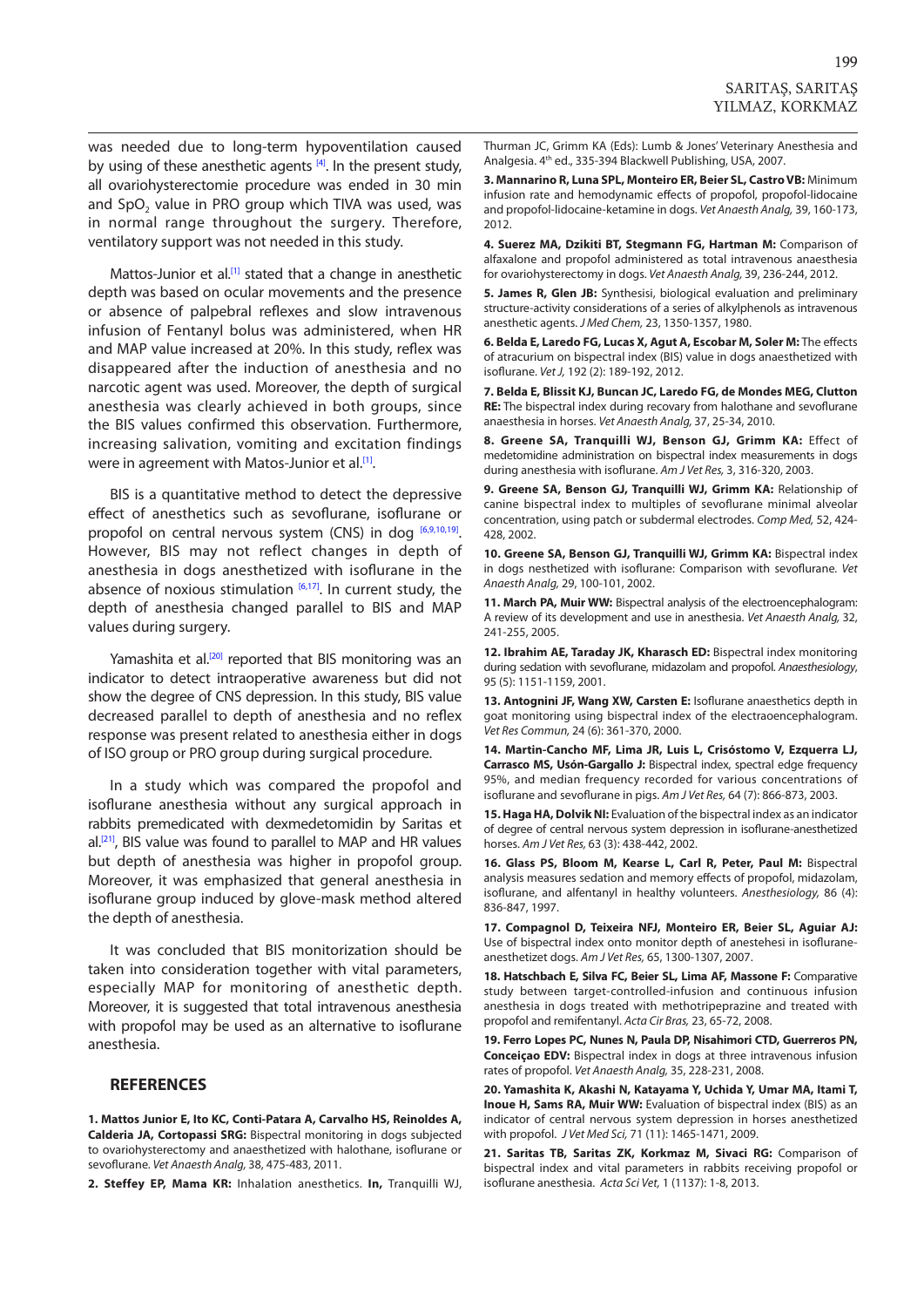was needed due to long-term hypoventilation caused by using of these anesthetic agents [4]. In the present study, all ovariohysterectomie procedure was ended in 30 min and $SpO_2$ value in PRO group which TIVA was used, was in normal range throughout the surgery. Therefore, ventilatory support was not needed in this study.

Mattos-Junior et al.[1] stated that a change in anesthetic depth was based on ocular movements and the presence or absence of palpebral reflexes and slow intravenous infusion of Fentanyl bolus was administered, when HR and MAP value increased at 20%. In this study, reflex was disappeared after the induction of anesthesia and no narcotic agent was used. Moreover, the depth of surgical anesthesia was clearly achieved in both groups, since the BIS values confirmed this observation. Furthermore, increasing salivation, vomiting and excitation findings were in agreement with Matos-Junior et al.[1].

BIS is a quantitative method to detect the depressive effect of anesthetics such as sevoflurane, isoflurane or propofol on central nervous system (CNS) in dog [6,9,10,19]. However, BIS may not reflect changes in depth of anesthesia in dogs anesthetized with isoflurane in the absence of noxious stimulation [6,17]. In current study, the depth of anesthesia changed parallel to BIS and MAP values during surgery.

Yamashita et al.[20] reported that BIS monitoring was an indicator to detect intraoperative awareness but did not show the degree of CNS depression. In this study, BIS value decreased parallel to depth of anesthesia and no reflex response was present related to anesthesia either in dogs of ISO group or PRO group during surgical procedure.

In a study which was compared the propofol and isoflurane anesthesia without any surgical approach in rabbits premedicated with dexmedetomidin by Saritas et al.[21], BIS value was found to parallel to MAP and HR values but depth of anesthesia was higher in propofol group. Moreover, it was emphasized that general anesthesia in isoflurane group induced by glove-mask method altered the depth of anesthesia.

It was concluded that BIS monitorization should be taken into consideration together with vital parameters, especially MAP for monitoring of anesthetic depth. Moreover, it is suggested that total intravenous anesthesia with propofol may be used as an alternative to isoflurane anesthesia.

## REFERENCES

**1. Mattos Junior E, Ito KC, Conti-Patara A, Carvalho HS, Reinoldes A, Calderia JA, Cortopassi SRG:** Bispectral monitoring in dogs subjected to ovariohysterectomy and anaesthetized with halothane, isoflurane or sevoflurane. *Vet Anaesth Analg,* 38, 475-483, 2011.

**2. Steffey EP, Mama KR:** Inhalation anesthetics. **In,** Tranquilli WJ, Thurman JC, Grimm KA (Eds): Lumb & Jones' Veterinary Anesthesia and Analgesia. 4th ed., 335-394 Blackwell Publishing, USA, 2007.

**3. Mannarino R, Luna SPL, Monteiro ER, Beier SL, Castro VB:** Minimum infusion rate and hemodynamic effects of propofol, propofol-lidocaine and propofol-lidocaine-ketamine in dogs. *Vet Anaesth Analg,* 39, 160-173, 2012.

**4. Suerez MA, Dzikiti BT, Stegmann FG, Hartman M:** Comparison of alfaxalone and propofol administered as total intravenous anaesthesia for ovariohysterectomy in dogs. *Vet Anaesth Analg,* 39, 236-244, 2012.

**5. James R, Glen JB:** Synthesisi, biological evaluation and preliminary structure-activity considerations of a series of alkylphenols as intravenous anesthetic agents. *J Med Chem,* 23, 1350-1357, 1980.

**6. Belda E, Laredo FG, Lucas X, Agut A, Escobar M, Soler M:** The effects of atracurium on bispectral index (BIS) value in dogs anaesthetized with isoflurane. *Vet J,* 192 (2): 189-192, 2012.

**7. Belda E, Blissit KJ, Buncan JC, Laredo FG, de Mondes MEG, Clutton RE:** The bispectral index during recovery from halothane and sevoflurane anaesthesia in horses. *Vet Anaesth Analg,* 37, 25-34, 2010.

**8. Greene SA, Tranquilli WJ, Benson GJ, Grimm KA:** Effect of medetomidine administration on bispectral index measurements in dogs during anesthesia with isoflurane. *Am J Vet Res,* 3, 316-320, 2003.

**9. Greene SA, Benson GJ, Tranquilli WJ, Grimm KA:** Relationship of canine bispectral index to multiples of sevoflurane minimal alveolar concentration, using patch or subdermal electrodes. *Comp Med,* 52, 424-428, 2002.

**10. Greene SA, Benson GJ, Tranquilli WJ, Grimm KA:** Bispectral index in dogs nesthetized with isoflurane: Comparison with sevoflurane. *Vet Anaesth Analg,* 29, 100-101, 2002.

**11. March PA, Muir WW:** Bispectral analysis of the electroencephalogram: A review of its development and use in anesthesia. *Vet Anaesth Analg,* 32, 241-255, 2005.

**12. Ibrahim AE, Taraday JK, Kharasch ED:** Bispectral index monitoring during sedation with sevoflurane, midazolam and propofol. *Anaesthesiology*, 95 (5): 1151-1159, 2001.

**13. Antognini JF, Wang XW, Carsten E:** Isoflurane anaesthetics depth in goat monitoring using bispectral index of the electraoencephalogram. *Vet Res Commun,* 24 (6): 361-370, 2000.

**14. Martin-Cancho MF, Lima JR, Luis L, Crisóstomo V, Ezquerra LJ, Carrasco MS, Usón-Gargallo J:** Bispectral index, spectral edge frequency 95%, and median frequency recorded for various concentrations of isoflurane and sevoflurane in pigs. *Am J Vet Res,* 64 (7): 866-873, 2003.

**15. Haga HA, Dolvik NI:** Evaluation of the bispectral index as an indicator of degree of central nervous system depression in isoflurane-anesthetized horses. *Am J Vet Res,* 63 (3): 438-442, 2002.

**16. Glass PS, Bloom M, Kearse L, Carl R, Peter, Paul M:** Bispectral analysis measures sedation and memory effects of propofol, midazolam, isoflurane, and alfentanyl in healthy volunteers. *Anesthesiology,* 86 (4): 836-847, 1997.

**17. Compagnol D, Teixeira NFJ, Monteiro ER, Beier SL, Aguiar AJ:** Use of bispectral index onto monitor depth of anestehesi in isoflurane-anesthetized dogs. *Am J Vet Res,* 65, 1300-1307, 2007.

**18. Hatschbach E, Silva FC, Beier SL, Lima AF, Massone F:** Comparative study between target-controlled-infusion and continuous infusion anesthesia in dogs treated with methotripeprazine and treated with propofol and remifentanil. *Acta Cir Bras,* 23, 65-72, 2008.

**19. Ferro Lopes PC, Nunes N, Paula DP, Nisahimori CTD, Guerreros PN, Conceiçao EDV:** Bispectral index in dogs at three intravenous infusion rates of propofol. *Vet Anaesth Analg,* 35, 228-231, 2008.

**20. Yamashita K, Akashi N, Katayama Y, Uchida Y, Umar MA, Itami T, Inoue H, Sams RA, Muir WW:** Evaluation of bispectral index (BIS) as an indicator of central nervous system depression in horses anesthetized with propofol. *J Vet Med Sci,* 71 (11): 1465-1471, 2009.

**21. Saritas TB, Saritas ZK, Korkmaz M, Sivaci RG:** Comparison of bispectral index and vital parameters in rabbits receiving propofol or isoflurane anesthesia. *Acta Sci Vet,* 1 (1137): 1-8, 2013.